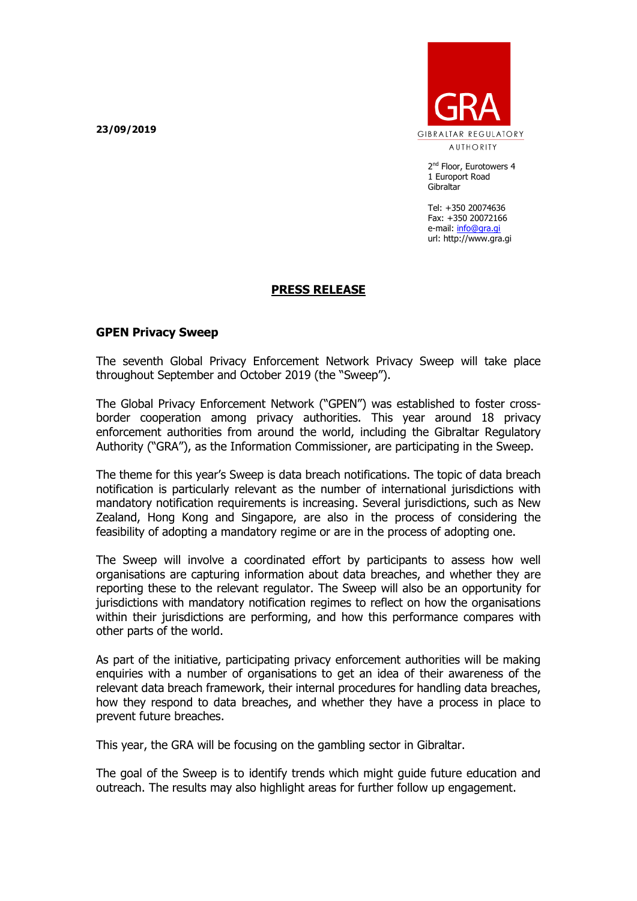**23/09/2019**

GRA

GIBRALTAR REGULATORY AUTHORITY

2nd Floor, Eurotowers 4
1 Europort Road
Gibraltar

Tel: +350 20074636
Fax: +350 20072166
e-mail: info@gra.gi
url: http://www.gra.gi

# PRESS RELEASE

## GPEN Privacy Sweep

The seventh Global Privacy Enforcement Network Privacy Sweep will take place throughout September and October 2019 (the "Sweep").

The Global Privacy Enforcement Network ("GPEN") was established to foster cross-border cooperation among privacy authorities. This year around 18 privacy enforcement authorities from around the world, including the Gibraltar Regulatory Authority ("GRA"), as the Information Commissioner, are participating in the Sweep.

The theme for this year's Sweep is data breach notifications. The topic of data breach notification is particularly relevant as the number of international jurisdictions with mandatory notification requirements is increasing. Several jurisdictions, such as New Zealand, Hong Kong and Singapore, are also in the process of considering the feasibility of adopting a mandatory regime or are in the process of adopting one.

The Sweep will involve a coordinated effort by participants to assess how well organisations are capturing information about data breaches, and whether they are reporting these to the relevant regulator. The Sweep will also be an opportunity for jurisdictions with mandatory notification regimes to reflect on how the organisations within their jurisdictions are performing, and how this performance compares with other parts of the world.

As part of the initiative, participating privacy enforcement authorities will be making enquiries with a number of organisations to get an idea of their awareness of the relevant data breach framework, their internal procedures for handling data breaches, how they respond to data breaches, and whether they have a process in place to prevent future breaches.

This year, the GRA will be focusing on the gambling sector in Gibraltar.

The goal of the Sweep is to identify trends which might guide future education and outreach. The results may also highlight areas for further follow up engagement.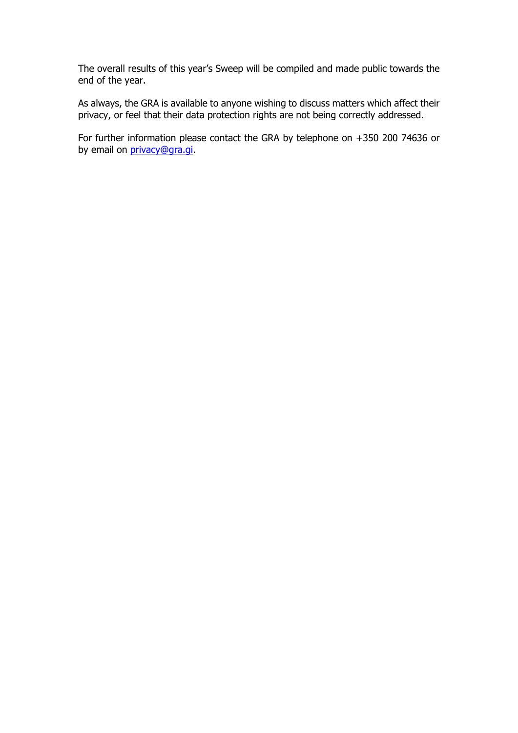The overall results of this year's Sweep will be compiled and made public towards the end of the year.

As always, the GRA is available to anyone wishing to discuss matters which affect their privacy, or feel that their data protection rights are not being correctly addressed.

For further information please contact the GRA by telephone on +350 200 74636 or by email on [privacy@gra.gi](mailto:privacy@gra.gi).